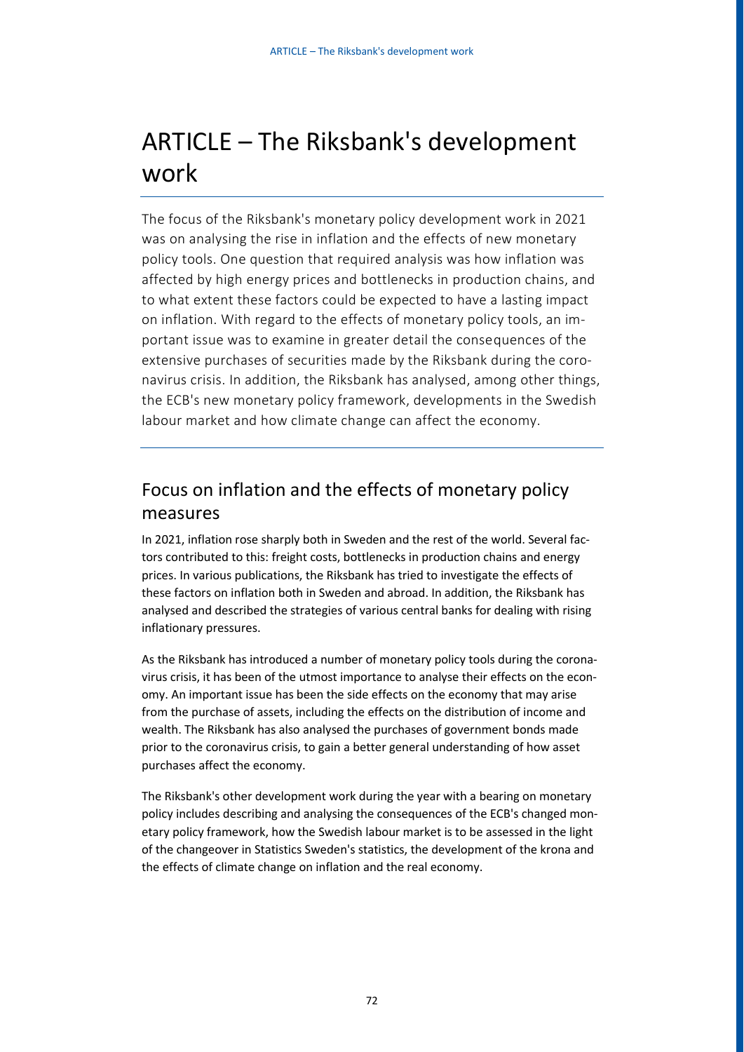# ARTICLE – The Riksbank's development work

The focus of the Riksbank's monetary policy development work in 2021 was on analysing the rise in inflation and the effects of new monetary policy tools. One question that required analysis was how inflation was affected by high energy prices and bottlenecks in production chains, and to what extent these factors could be expected to have a lasting impact on inflation. With regard to the effects of monetary policy tools, an important issue was to examine in greater detail the consequences of the extensive purchases of securities made by the Riksbank during the coronavirus crisis. In addition, the Riksbank has analysed, among other things, the ECB's new monetary policy framework, developments in the Swedish labour market and how climate change can affect the economy.

## Focus on inflation and the effects of monetary policy measures

In 2021, inflation rose sharply both in Sweden and the rest of the world. Several factors contributed to this: freight costs, bottlenecks in production chains and energy prices. In various publications, the Riksbank has tried to investigate the effects of these factors on inflation both in Sweden and abroad. In addition, the Riksbank has analysed and described the strategies of various central banks for dealing with rising inflationary pressures.

As the Riksbank has introduced a number of monetary policy tools during the coronavirus crisis, it has been of the utmost importance to analyse their effects on the economy. An important issue has been the side effects on the economy that may arise from the purchase of assets, including the effects on the distribution of income and wealth. The Riksbank has also analysed the purchases of government bonds made prior to the coronavirus crisis, to gain a better general understanding of how asset purchases affect the economy.

The Riksbank's other development work during the year with a bearing on monetary policy includes describing and analysing the consequences of the ECB's changed monetary policy framework, how the Swedish labour market is to be assessed in the light of the changeover in Statistics Sweden's statistics, the development of the krona and the effects of climate change on inflation and the real economy.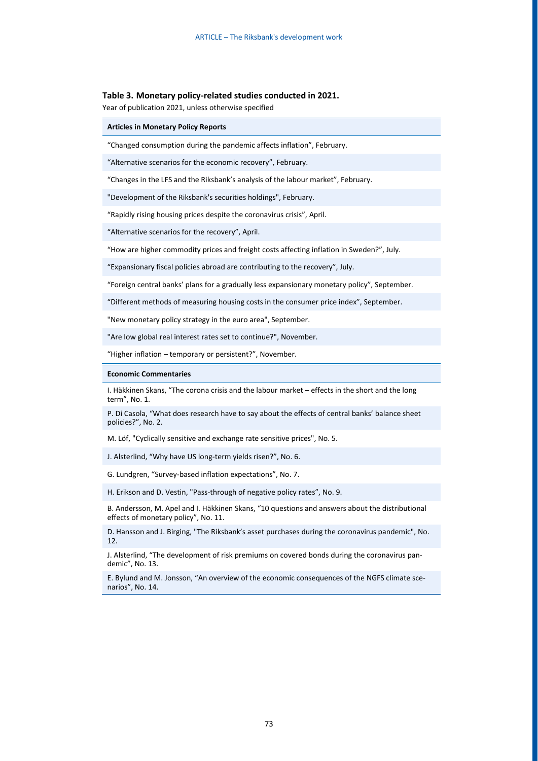**Table 3. Monetary policy-related studies conducted in 2021.**

Year of publication 2021, unless otherwise specified

| **Articles in Monetary Policy Reports** |
|---|
| "Changed consumption during the pandemic affects inflation", February. |
| "Alternative scenarios for the economic recovery", February. |
| "Changes in the LFS and the Riksbank's analysis of the labour market", February. |
| "Development of the Riksbank's securities holdings", February. |
| "Rapidly rising housing prices despite the coronavirus crisis", April. |
| "Alternative scenarios for the recovery", April. |
| "How are higher commodity prices and freight costs affecting inflation in Sweden?", July. |
| "Expansionary fiscal policies abroad are contributing to the recovery", July. |
| "Foreign central banks' plans for a gradually less expansionary monetary policy", September. |
| "Different methods of measuring housing costs in the consumer price index", September. |
| "New monetary policy strategy in the euro area", September. |
| "Are low global real interest rates set to continue?", November. |
| "Higher inflation – temporary or persistent?", November. |
| **Economic Commentaries** |
| I. Häkkinen Skans, "The corona crisis and the labour market – effects in the short and the long term", No. 1. |
| P. Di Casola, "What does research have to say about the effects of central banks' balance sheet policies?", No. 2. |
| M. Löf, "Cyclically sensitive and exchange rate sensitive prices", No. 5. |
| J. Alsterlind, "Why have US long-term yields risen?", No. 6. |
| G. Lundgren, "Survey-based inflation expectations", No. 7. |
| H. Erikson and D. Vestin, "Pass-through of negative policy rates", No. 9. |
| B. Andersson, M. Apel and I. Häkkinen Skans, "10 questions and answers about the distributional effects of monetary policy", No. 11. |
| D. Hansson and J. Birging, "The Riksbank's asset purchases during the coronavirus pandemic", No. 12. |
| J. Alsterlind, "The development of risk premiums on covered bonds during the coronavirus pandemic", No. 13. |
| E. Bylund and M. Jonsson, "An overview of the economic consequences of the NGFS climate scenarios", No. 14. |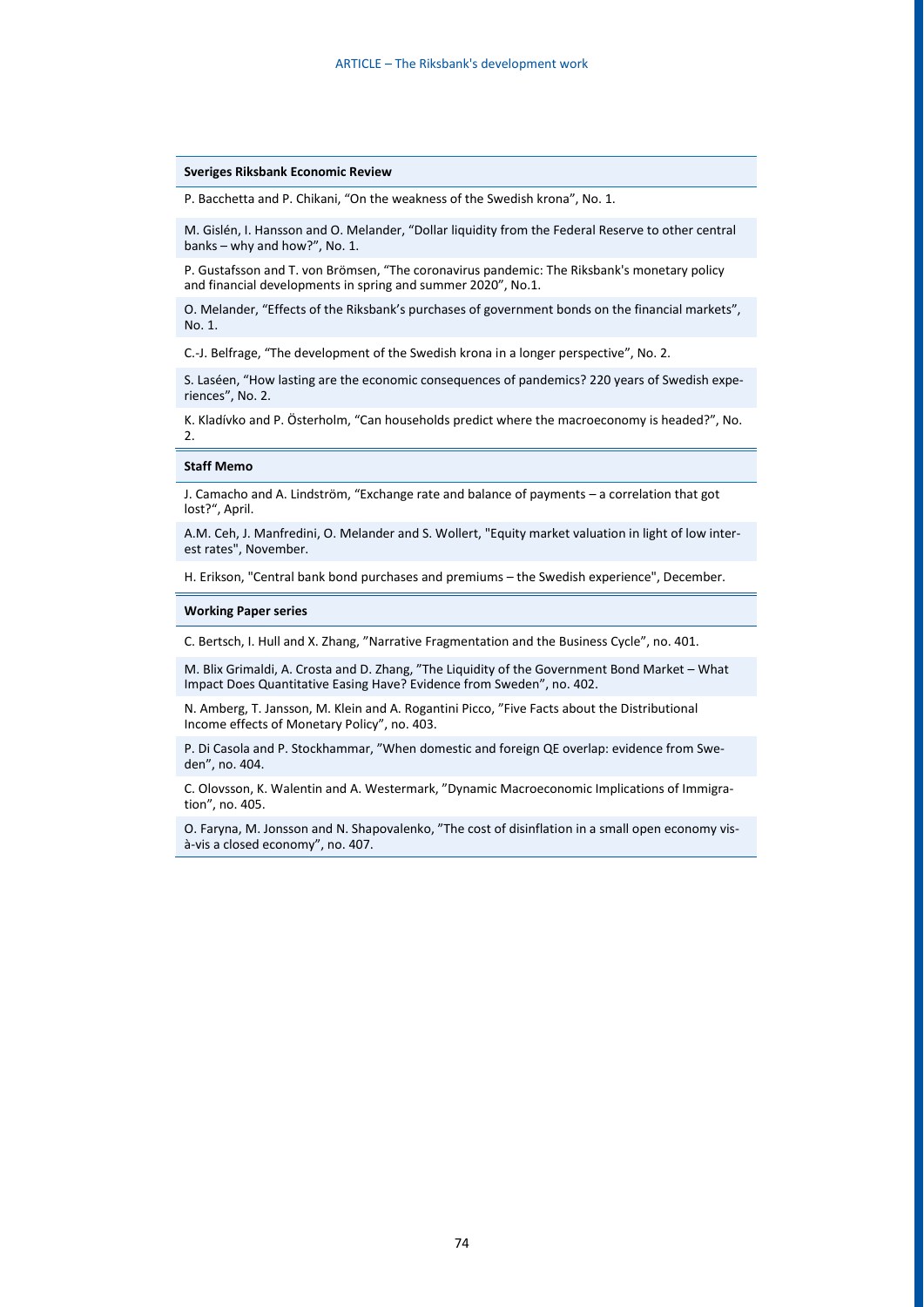**Sveriges Riksbank Economic Review**

P. Bacchetta and P. Chikani, “On the weakness of the Swedish krona”, No. 1.

M. Gislén, I. Hansson and O. Melander, “Dollar liquidity from the Federal Reserve to other central banks – why and how?”, No. 1.

P. Gustafsson and T. von Brömsen, “The coronavirus pandemic: The Riksbank's monetary policy and financial developments in spring and summer 2020”, No.1.

O. Melander, “Effects of the Riksbank’s purchases of government bonds on the financial markets”, No. 1.

C.-J. Belfrage, “The development of the Swedish krona in a longer perspective”, No. 2.

S. Laséen, “How lasting are the economic consequences of pandemics? 220 years of Swedish experiences”, No. 2.

K. Kladívko and P. Österholm, “Can households predict where the macroeconomy is headed?”, No. 2.

**Staff Memo**

J. Camacho and A. Lindström, “Exchange rate and balance of payments – a correlation that got lost?“, April.

A.M. Ceh, J. Manfredini, O. Melander and S. Wollert, "Equity market valuation in light of low interest rates", November.

H. Erikson, "Central bank bond purchases and premiums – the Swedish experience", December.

**Working Paper series**

C. Bertsch, I. Hull and X. Zhang, ”Narrative Fragmentation and the Business Cycle”, no. 401.

M. Blix Grimaldi, A. Crosta and D. Zhang, ”The Liquidity of the Government Bond Market – What Impact Does Quantitative Easing Have? Evidence from Sweden”, no. 402.

N. Amberg, T. Jansson, M. Klein and A. Rogantini Picco, ”Five Facts about the Distributional Income effects of Monetary Policy”, no. 403.

P. Di Casola and P. Stockhammar, ”When domestic and foreign QE overlap: evidence from Sweden”, no. 404.

C. Olovsson, K. Walentin and A. Westermark, ”Dynamic Macroeconomic Implications of Immigration”, no. 405.

O. Faryna, M. Jonsson and N. Shapovalenko, ”The cost of disinflation in a small open economy vis-à-vis a closed economy”, no. 407.